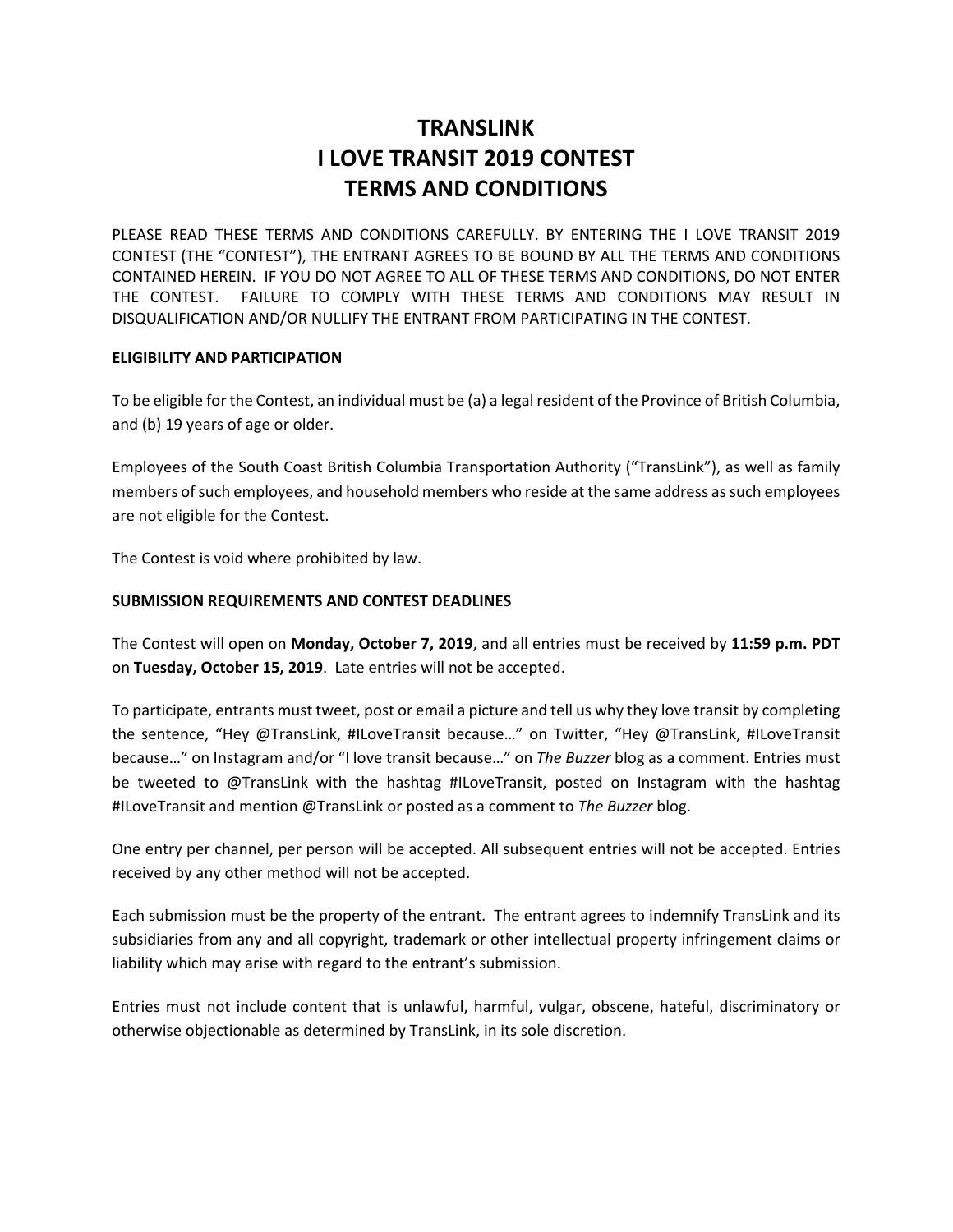# TRANSLINK
# I LOVE TRANSIT 2019 CONTEST
# TERMS AND CONDITIONS

PLEASE READ THESE TERMS AND CONDITIONS CAREFULLY. BY ENTERING THE I LOVE TRANSIT 2019 CONTEST (THE "CONTEST"), THE ENTRANT AGREES TO BE BOUND BY ALL THE TERMS AND CONDITIONS CONTAINED HEREIN. IF YOU DO NOT AGREE TO ALL OF THESE TERMS AND CONDITIONS, DO NOT ENTER THE CONTEST. FAILURE TO COMPLY WITH THESE TERMS AND CONDITIONS MAY RESULT IN DISQUALIFICATION AND/OR NULLIFY THE ENTRANT FROM PARTICIPATING IN THE CONTEST.

**ELIGIBILITY AND PARTICIPATION**

To be eligible for the Contest, an individual must be (a) a legal resident of the Province of British Columbia, and (b) 19 years of age or older.

Employees of the South Coast British Columbia Transportation Authority ("TransLink"), as well as family members of such employees, and household members who reside at the same address as such employees are not eligible for the Contest.

The Contest is void where prohibited by law.

**SUBMISSION REQUIREMENTS AND CONTEST DEADLINES**

The Contest will open on **Monday, October 7, 2019**, and all entries must be received by **11:59 p.m. PDT** on **Tuesday, October 15, 2019**. Late entries will not be accepted.

To participate, entrants must tweet, post or email a picture and tell us why they love transit by completing the sentence, "Hey @TransLink, #ILoveTransit because…" on Twitter, "Hey @TransLink, #ILoveTransit because…" on Instagram and/or "I love transit because…" on *The Buzzer* blog as a comment. Entries must be tweeted to @TransLink with the hashtag #ILoveTransit, posted on Instagram with the hashtag #ILoveTransit and mention @TransLink or posted as a comment to *The Buzzer* blog.

One entry per channel, per person will be accepted. All subsequent entries will not be accepted. Entries received by any other method will not be accepted.

Each submission must be the property of the entrant. The entrant agrees to indemnify TransLink and its subsidiaries from any and all copyright, trademark or other intellectual property infringement claims or liability which may arise with regard to the entrant's submission.

Entries must not include content that is unlawful, harmful, vulgar, obscene, hateful, discriminatory or otherwise objectionable as determined by TransLink, in its sole discretion.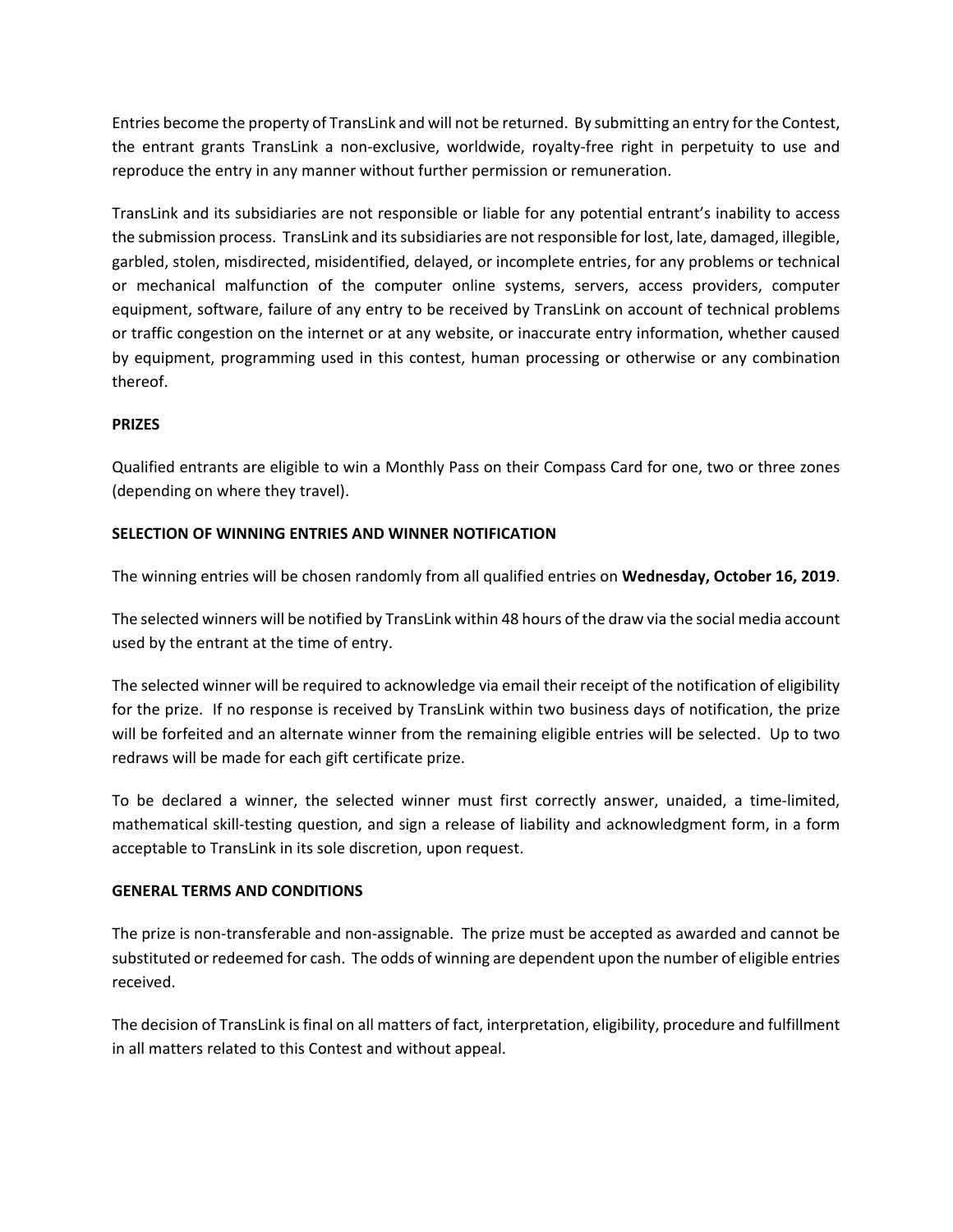Entries become the property of TransLink and will not be returned. By submitting an entry for the Contest, the entrant grants TransLink a non-exclusive, worldwide, royalty-free right in perpetuity to use and reproduce the entry in any manner without further permission or remuneration.

TransLink and its subsidiaries are not responsible or liable for any potential entrant's inability to access the submission process. TransLink and its subsidiaries are not responsible for lost, late, damaged, illegible, garbled, stolen, misdirected, misidentified, delayed, or incomplete entries, for any problems or technical or mechanical malfunction of the computer online systems, servers, access providers, computer equipment, software, failure of any entry to be received by TransLink on account of technical problems or traffic congestion on the internet or at any website, or inaccurate entry information, whether caused by equipment, programming used in this contest, human processing or otherwise or any combination thereof.

**PRIZES**

Qualified entrants are eligible to win a Monthly Pass on their Compass Card for one, two or three zones (depending on where they travel).

**SELECTION OF WINNING ENTRIES AND WINNER NOTIFICATION**

The winning entries will be chosen randomly from all qualified entries on **Wednesday, October 16, 2019**.

The selected winners will be notified by TransLink within 48 hours of the draw via the social media account used by the entrant at the time of entry.

The selected winner will be required to acknowledge via email their receipt of the notification of eligibility for the prize. If no response is received by TransLink within two business days of notification, the prize will be forfeited and an alternate winner from the remaining eligible entries will be selected. Up to two redraws will be made for each gift certificate prize.

To be declared a winner, the selected winner must first correctly answer, unaided, a time-limited, mathematical skill-testing question, and sign a release of liability and acknowledgment form, in a form acceptable to TransLink in its sole discretion, upon request.

**GENERAL TERMS AND CONDITIONS**

The prize is non-transferable and non-assignable. The prize must be accepted as awarded and cannot be substituted or redeemed for cash. The odds of winning are dependent upon the number of eligible entries received.

The decision of TransLink is final on all matters of fact, interpretation, eligibility, procedure and fulfillment in all matters related to this Contest and without appeal.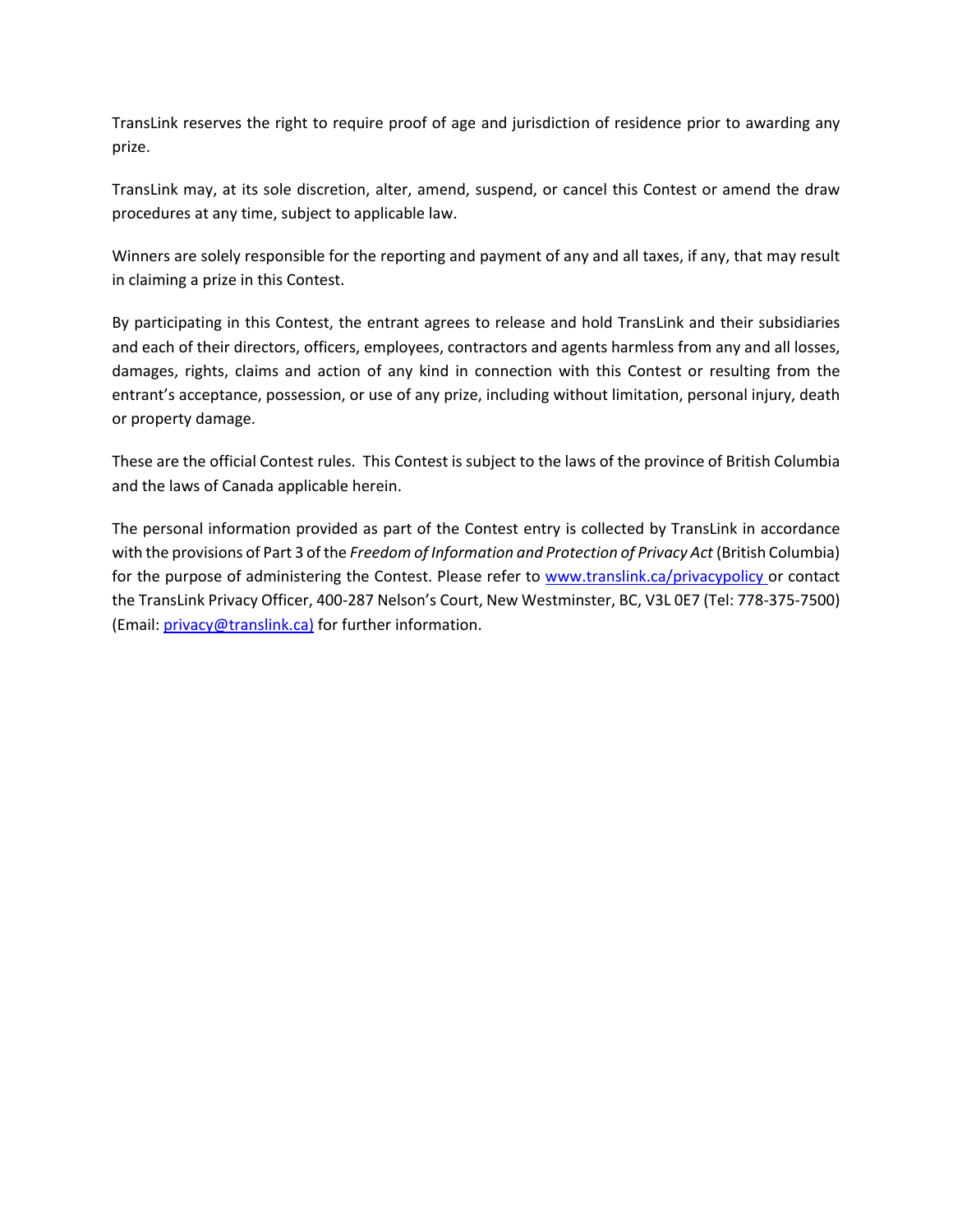TransLink reserves the right to require proof of age and jurisdiction of residence prior to awarding any prize.

TransLink may, at its sole discretion, alter, amend, suspend, or cancel this Contest or amend the draw procedures at any time, subject to applicable law.

Winners are solely responsible for the reporting and payment of any and all taxes, if any, that may result in claiming a prize in this Contest.

By participating in this Contest, the entrant agrees to release and hold TransLink and their subsidiaries and each of their directors, officers, employees, contractors and agents harmless from any and all losses, damages, rights, claims and action of any kind in connection with this Contest or resulting from the entrant's acceptance, possession, or use of any prize, including without limitation, personal injury, death or property damage.

These are the official Contest rules. This Contest is subject to the laws of the province of British Columbia and the laws of Canada applicable herein.

The personal information provided as part of the Contest entry is collected by TransLink in accordance with the provisions of Part 3 of the *Freedom of Information and Protection of Privacy Act* (British Columbia) for the purpose of administering the Contest. Please refer to www.translink.ca/privacypolicy or contact the TransLink Privacy Officer, 400-287 Nelson's Court, New Westminster, BC, V3L 0E7 (Tel: 778-375-7500) (Email: privacy@translink.ca) for further information.